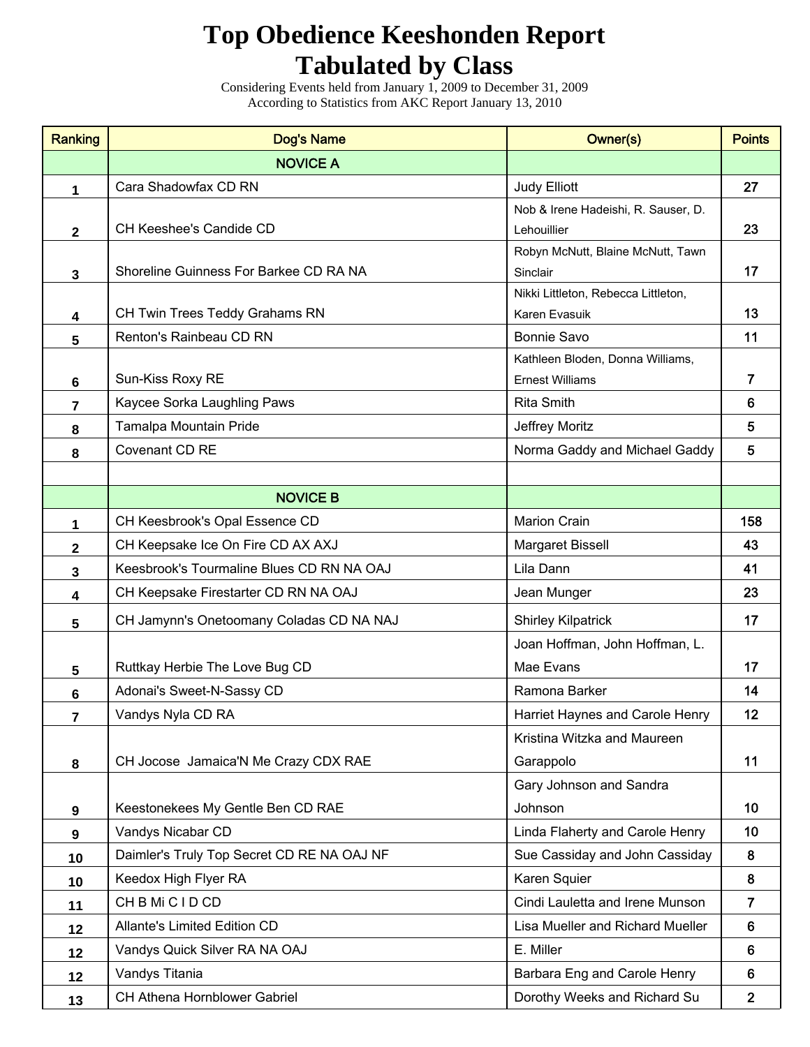# Top Obedience Keeshonden Report
# Tabulated by Class

Considering Events held from January 1, 2009 to December 31, 2009
According to Statistics from AKC Report January 13, 2010

| Ranking | Dog's Name | Owner(s) | Points |
|---|---|---|---|
| | **NOVICE A** | | |
| 1 | Cara Shadowfax CD RN | Judy Elliott | 27 |
| 2 | CH Keeshee's Candide CD | Nob & Irene Hadeishi, R. Sauser, D. Lehouillier | 23 |
| 3 | Shoreline Guinness For Barkee CD RA NA | Robyn McNutt, Blaine McNutt, Tawn Sinclair | 17 |
| 4 | CH Twin Trees Teddy Grahams RN | Nikki Littleton, Rebecca Littleton, Karen Evasuik | 13 |
| 5 | Renton's Rainbeau CD RN | Bonnie Savo | 11 |
| 6 | Sun-Kiss Roxy RE | Kathleen Bloden, Donna Williams, Ernest Williams | 7 |
| 7 | Kaycee Sorka Laughling Paws | Rita Smith | 6 |
| 8 | Tamalpa Mountain Pride | Jeffrey Moritz | 5 |
| 8 | Covenant CD RE | Norma Gaddy and Michael Gaddy | 5 |
| | | | |
| | **NOVICE B** | | |
| 1 | CH Keesbrook's Opal Essence CD | Marion Crain | 158 |
| 2 | CH Keepsake Ice On Fire CD AX AXJ | Margaret Bissell | 43 |
| 3 | Keesbrook's Tourmaline Blues CD RN NA OAJ | Lila Dann | 41 |
| 4 | CH Keepsake Firestarter CD RN NA OAJ | Jean Munger | 23 |
| 5 | CH Jamynn's Onetoomany Coladas CD NA NAJ | Shirley Kilpatrick | 17 |
| 5 | Ruttkay Herbie The Love Bug CD | Joan Hoffman, John Hoffman, L. Mae Evans | 17 |
| 6 | Adonai's Sweet-N-Sassy CD | Ramona Barker | 14 |
| 7 | Vandys Nyla CD RA | Harriet Haynes and Carole Henry | 12 |
| 8 | CH Jocose Jamaica'N Me Crazy CDX RAE | Kristina Witzka and Maureen Garappolo | 11 |
| 9 | Keestonekees My Gentle Ben CD RAE | Gary Johnson and Sandra Johnson | 10 |
| 9 | Vandys Nicabar CD | Linda Flaherty and Carole Henry | 10 |
| 10 | Daimler's Truly Top Secret CD RE NA OAJ NF | Sue Cassiday and John Cassiday | 8 |
| 10 | Keedox High Flyer RA | Karen Squier | 8 |
| 11 | CH B Mi C I D CD | Cindi Lauletta and Irene Munson | 7 |
| 12 | Allante's Limited Edition CD | Lisa Mueller and Richard Mueller | 6 |
| 12 | Vandys Quick Silver RA NA OAJ | E. Miller | 6 |
| 12 | Vandys Titania | Barbara Eng and Carole Henry | 6 |
| 13 | CH Athena Hornblower Gabriel | Dorothy Weeks and Richard Su | 2 |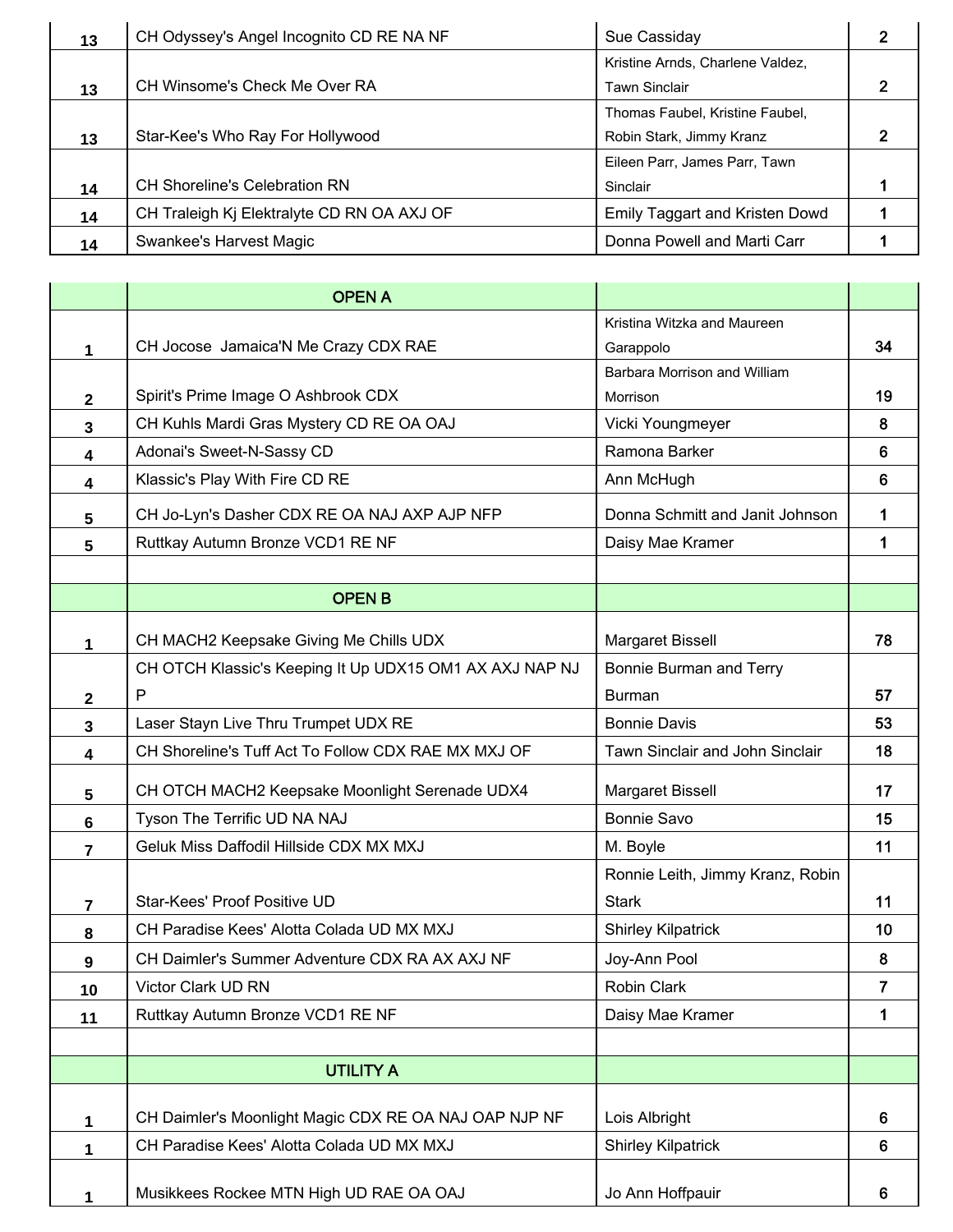| | | | |
|---|---|---|---|
| 13 | CH Odyssey's Angel Incognito CD RE NA NF | Sue Cassiday | 2 |
| 13 | CH Winsome's Check Me Over RA | Kristine Arnds, Charlene Valdez, Tawn Sinclair | 2 |
| 13 | Star-Kee's Who Ray For Hollywood | Thomas Faubel, Kristine Faubel, Robin Stark, Jimmy Kranz | 2 |
| 14 | CH Shoreline's Celebration RN | Eileen Parr, James Parr, Tawn Sinclair | 1 |
| 14 | CH Traleigh Kj Elektralyte CD RN OA AXJ OF | Emily Taggart and Kristen Dowd | 1 |
| 14 | Swankee's Harvest Magic | Donna Powell and Marti Carr | 1 |

| | OPEN A | | |
|---|---|---|---|
| 1 | CH Jocose Jamaica'N Me Crazy CDX RAE | Kristina Witzka and Maureen Garappolo | 34 |
| 2 | Spirit's Prime Image O Ashbrook CDX | Barbara Morrison and William Morrison | 19 |
| 3 | CH Kuhls Mardi Gras Mystery CD RE OA OAJ | Vicki Youngmeyer | 8 |
| 4 | Adonai's Sweet-N-Sassy CD | Ramona Barker | 6 |
| 4 | Klassic's Play With Fire CD RE | Ann McHugh | 6 |
| 5 | CH Jo-Lyn's Dasher CDX RE OA NAJ AXP AJP NFP | Donna Schmitt and Janit Johnson | 1 |
| 5 | Ruttkay Autumn Bronze VCD1 RE NF | Daisy Mae Kramer | 1 |
| | | | |
| | **OPEN B** | | |
| 1 | CH MACH2 Keepsake Giving Me Chills UDX | Margaret Bissell | 78 |
| 2 | CH OTCH Klassic's Keeping It Up UDX15 OM1 AX AXJ NAP NJP | Bonnie Burman and Terry Burman | 57 |
| 3 | Laser Stayn Live Thru Trumpet UDX RE | Bonnie Davis | 53 |
| 4 | CH Shoreline's Tuff Act To Follow CDX RAE MX MXJ OF | Tawn Sinclair and John Sinclair | 18 |
| 5 | CH OTCH MACH2 Keepsake Moonlight Serenade UDX4 | Margaret Bissell | 17 |
| 6 | Tyson The Terrific UD NA NAJ | Bonnie Savo | 15 |
| 7 | Geluk Miss Daffodil Hillside CDX MX MXJ | M. Boyle | 11 |
| 7 | Star-Kees' Proof Positive UD | Ronnie Leith, Jimmy Kranz, Robin Stark | 11 |
| 8 | CH Paradise Kees' Alotta Colada UD MX MXJ | Shirley Kilpatrick | 10 |
| 9 | CH Daimler's Summer Adventure CDX RA AX AXJ NF | Joy-Ann Pool | 8 |
| 10 | Victor Clark UD RN | Robin Clark | 7 |
| 11 | Ruttkay Autumn Bronze VCD1 RE NF | Daisy Mae Kramer | 1 |
| | | | |
| | **UTILITY A** | | |
| 1 | CH Daimler's Moonlight Magic CDX RE OA NAJ OAP NJP NF | Lois Albright | 6 |
| 1 | CH Paradise Kees' Alotta Colada UD MX MXJ | Shirley Kilpatrick | 6 |
| 1 | Musikkees Rockee MTN High UD RAE OA OAJ | Jo Ann Hoffpauir | 6 |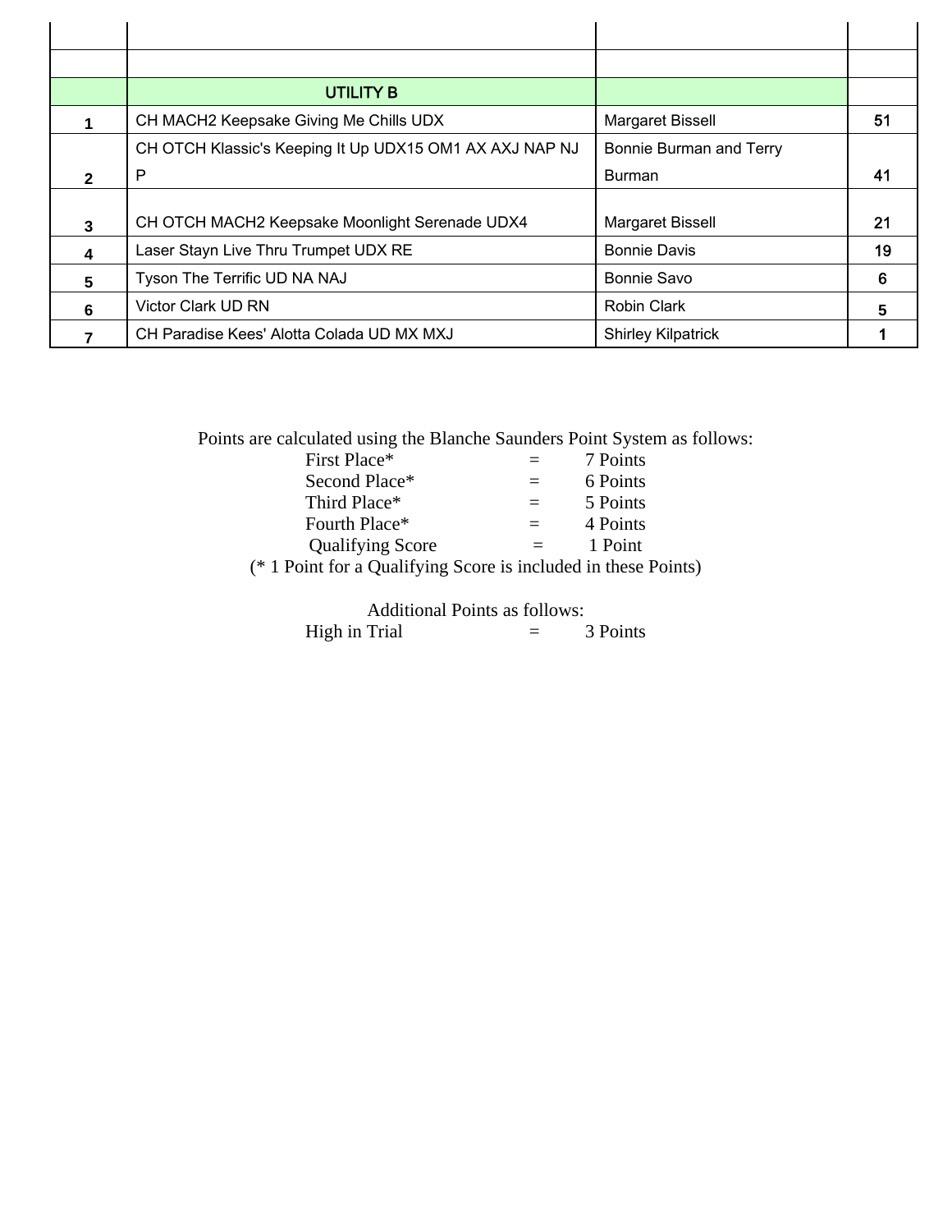| | | | |
|---|---|---|---|
| | UTILITY B | | |
| 1 | CH MACH2 Keepsake Giving Me Chills UDX | Margaret Bissell | 51 |
| 2 | CH OTCH Klassic's Keeping It Up UDX15 OM1 AX AXJ NAP NJP | Bonnie Burman and Terry Burman | 41 |
| 3 | CH OTCH MACH2 Keepsake Moonlight Serenade UDX4 | Margaret Bissell | 21 |
| 4 | Laser Stayn Live Thru Trumpet UDX RE | Bonnie Davis | 19 |
| 5 | Tyson The Terrific UD NA NAJ | Bonnie Savo | 6 |
| 6 | Victor Clark UD RN | Robin Clark | 5 |
| 7 | CH Paradise Kees' Alotta Colada UD MX MXJ | Shirley Kilpatrick | 1 |

Points are calculated using the Blanche Saunders Point System as follows:

First Place* = 7 Points
Second Place* = 6 Points
Third Place* = 5 Points
Fourth Place* = 4 Points
Qualifying Score = 1 Point

(* 1 Point for a Qualifying Score is included in these Points)

Additional Points as follows:

High in Trial = 3 Points